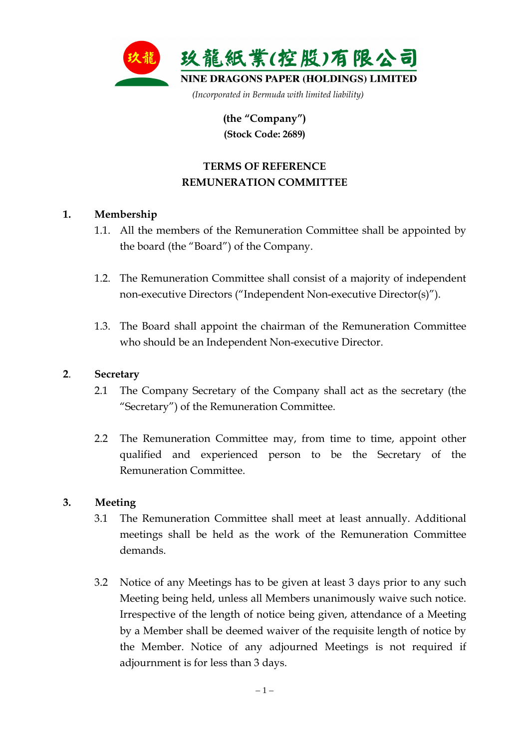玖龍紙業(控股)有限公司

**NINE DRAGONS PAPER (HOLDINGS) LIMITED**

*(Incorporated in Bermuda with limited liability)*

**(the "Company")**
**(Stock Code: 2689)**

# TERMS OF REFERENCE
# REMUNERATION COMMITTEE

## 1. Membership

1.1. All the members of the Remuneration Committee shall be appointed by the board (the "Board") of the Company.

1.2. The Remuneration Committee shall consist of a majority of independent non-executive Directors ("Independent Non-executive Director(s)").

1.3. The Board shall appoint the chairman of the Remuneration Committee who should be an Independent Non-executive Director.

## 2. Secretary

2.1 The Company Secretary of the Company shall act as the secretary (the "Secretary") of the Remuneration Committee.

2.2 The Remuneration Committee may, from time to time, appoint other qualified and experienced person to be the Secretary of the Remuneration Committee.

## 3. Meeting

3.1 The Remuneration Committee shall meet at least annually. Additional meetings shall be held as the work of the Remuneration Committee demands.

3.2 Notice of any Meetings has to be given at least 3 days prior to any such Meeting being held, unless all Members unanimously waive such notice. Irrespective of the length of notice being given, attendance of a Meeting by a Member shall be deemed waiver of the requisite length of notice by the Member. Notice of any adjourned Meetings is not required if adjournment is for less than 3 days.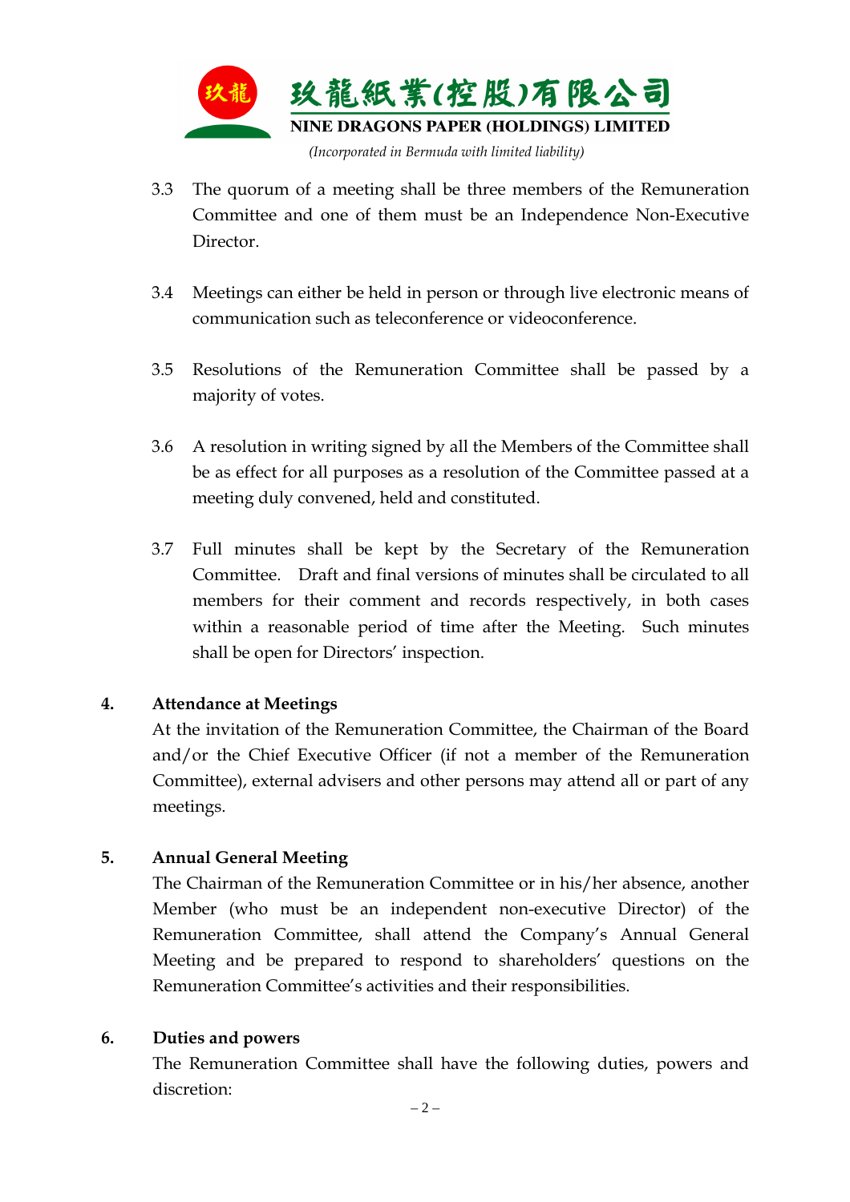3.3 The quorum of a meeting shall be three members of the Remuneration Committee and one of them must be an Independence Non-Executive Director.

3.4 Meetings can either be held in person or through live electronic means of communication such as teleconference or videoconference.

3.5 Resolutions of the Remuneration Committee shall be passed by a majority of votes.

3.6 A resolution in writing signed by all the Members of the Committee shall be as effect for all purposes as a resolution of the Committee passed at a meeting duly convened, held and constituted.

3.7 Full minutes shall be kept by the Secretary of the Remuneration Committee. Draft and final versions of minutes shall be circulated to all members for their comment and records respectively, in both cases within a reasonable period of time after the Meeting. Such minutes shall be open for Directors' inspection.

**4. Attendance at Meetings**

At the invitation of the Remuneration Committee, the Chairman of the Board and/or the Chief Executive Officer (if not a member of the Remuneration Committee), external advisers and other persons may attend all or part of any meetings.

**5. Annual General Meeting**

The Chairman of the Remuneration Committee or in his/her absence, another Member (who must be an independent non-executive Director) of the Remuneration Committee, shall attend the Company's Annual General Meeting and be prepared to respond to shareholders' questions on the Remuneration Committee's activities and their responsibilities.

**6. Duties and powers**

The Remuneration Committee shall have the following duties, powers and discretion: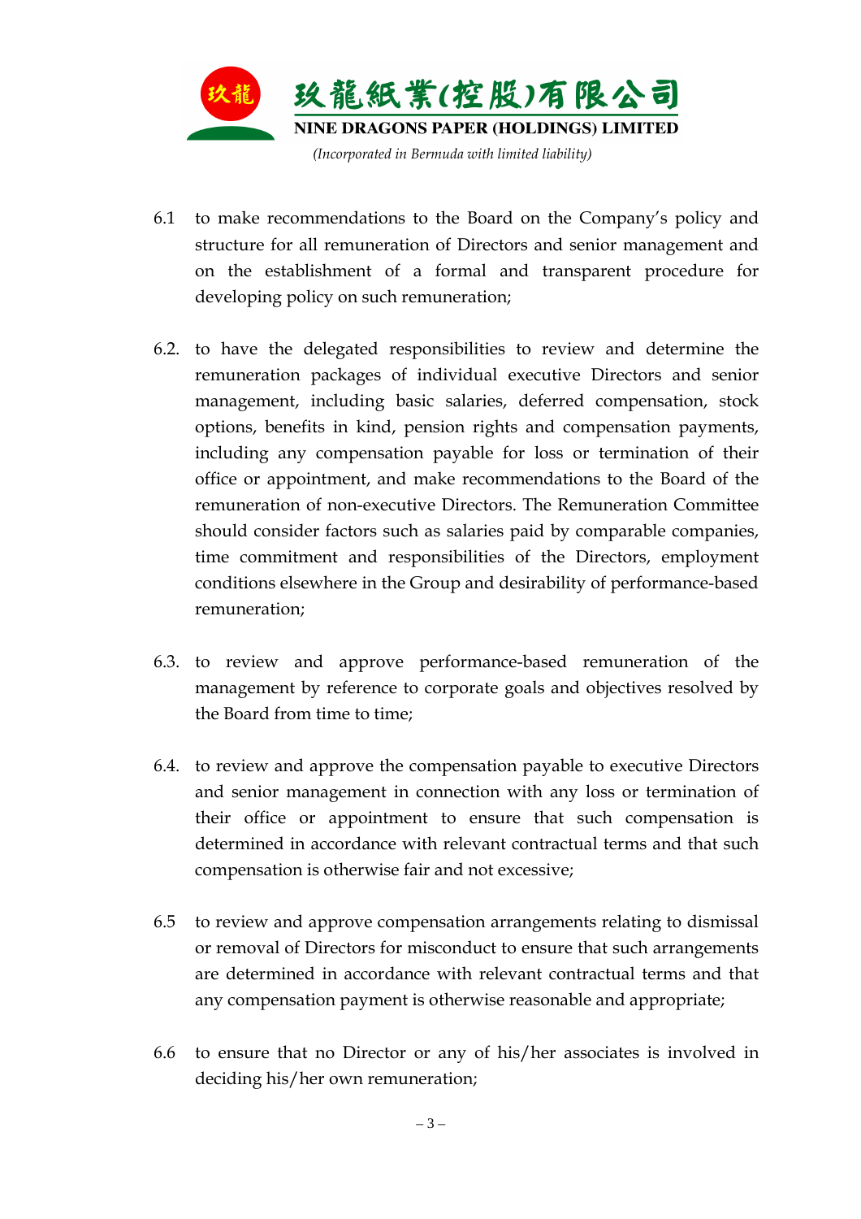6.1 to make recommendations to the Board on the Company's policy and structure for all remuneration of Directors and senior management and on the establishment of a formal and transparent procedure for developing policy on such remuneration;

6.2. to have the delegated responsibilities to review and determine the remuneration packages of individual executive Directors and senior management, including basic salaries, deferred compensation, stock options, benefits in kind, pension rights and compensation payments, including any compensation payable for loss or termination of their office or appointment, and make recommendations to the Board of the remuneration of non-executive Directors. The Remuneration Committee should consider factors such as salaries paid by comparable companies, time commitment and responsibilities of the Directors, employment conditions elsewhere in the Group and desirability of performance-based remuneration;

6.3. to review and approve performance-based remuneration of the management by reference to corporate goals and objectives resolved by the Board from time to time;

6.4. to review and approve the compensation payable to executive Directors and senior management in connection with any loss or termination of their office or appointment to ensure that such compensation is determined in accordance with relevant contractual terms and that such compensation is otherwise fair and not excessive;

6.5 to review and approve compensation arrangements relating to dismissal or removal of Directors for misconduct to ensure that such arrangements are determined in accordance with relevant contractual terms and that any compensation payment is otherwise reasonable and appropriate;

6.6 to ensure that no Director or any of his/her associates is involved in deciding his/her own remuneration;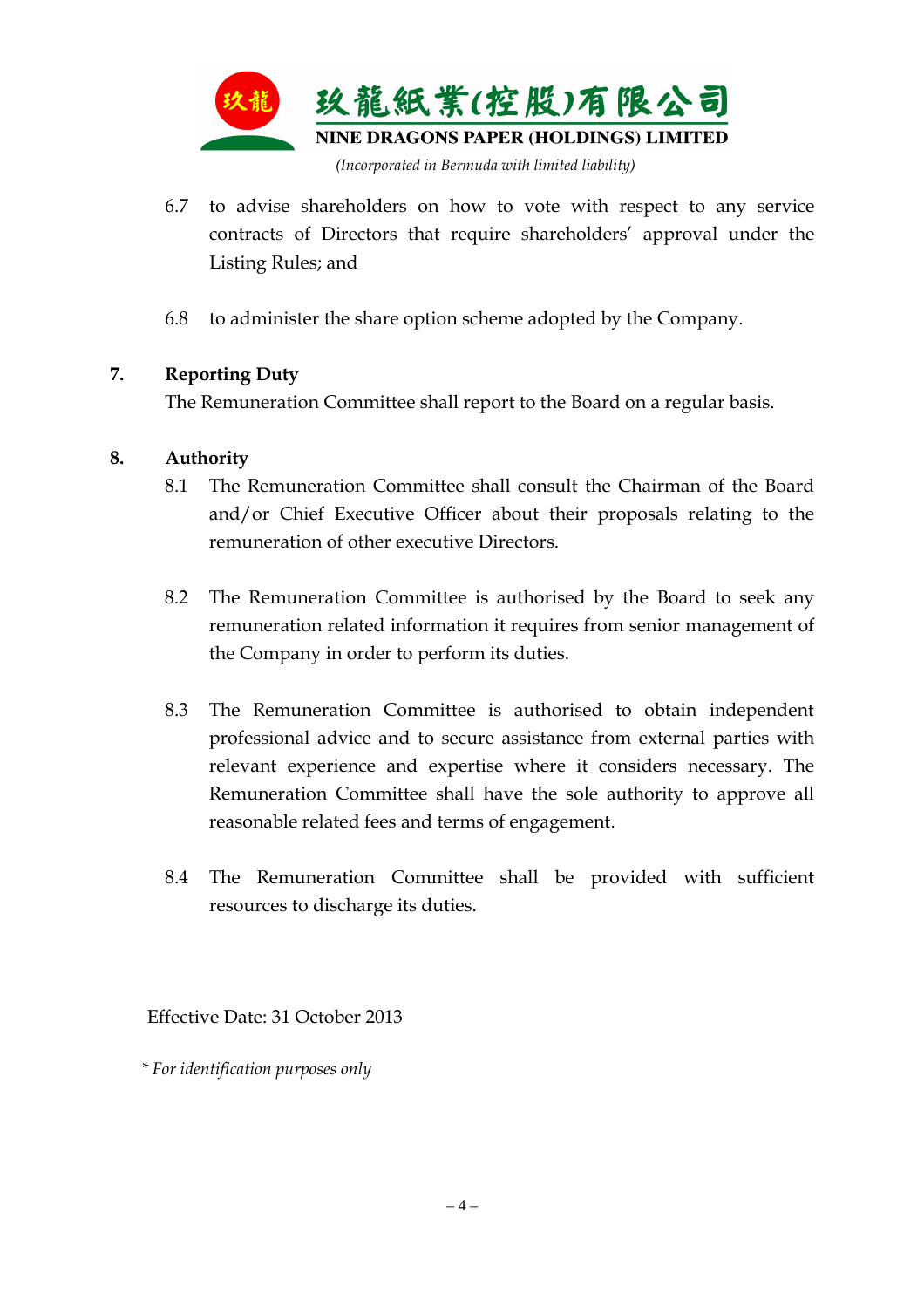6.7 to advise shareholders on how to vote with respect to any service contracts of Directors that require shareholders' approval under the Listing Rules; and

6.8 to administer the share option scheme adopted by the Company.

**7. Reporting Duty**

The Remuneration Committee shall report to the Board on a regular basis.

**8. Authority**

8.1 The Remuneration Committee shall consult the Chairman of the Board and/or Chief Executive Officer about their proposals relating to the remuneration of other executive Directors.

8.2 The Remuneration Committee is authorised by the Board to seek any remuneration related information it requires from senior management of the Company in order to perform its duties.

8.3 The Remuneration Committee is authorised to obtain independent professional advice and to secure assistance from external parties with relevant experience and expertise where it considers necessary. The Remuneration Committee shall have the sole authority to approve all reasonable related fees and terms of engagement.

8.4 The Remuneration Committee shall be provided with sufficient resources to discharge its duties.

Effective Date: 31 October 2013

*\* For identification purposes only*